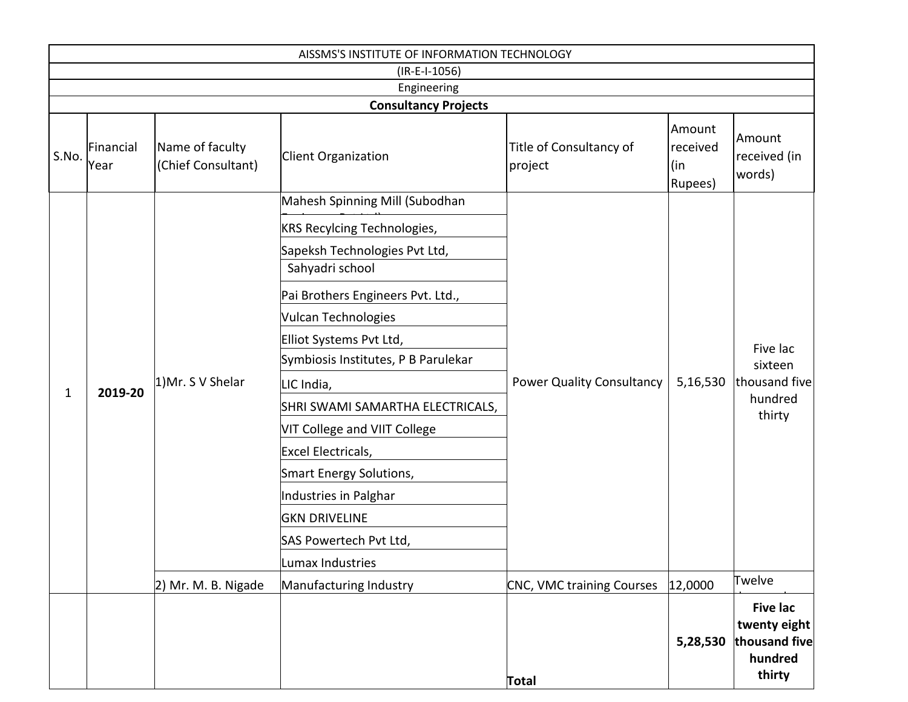AISSMS'S INSTITUTE OF INFORMATION TECHNOLOGY

(IR-E-I-1056)

Engineering

**Consultancy Projects**

| S.No. | Financial Year | Name of faculty (Chief Consultant) | Client Organization | Title of Consultancy of project | Amount received (in Rupees) | Amount received (in words) |
|---|---|---|---|---|---|---|
| 1 | **2019-20** | 1)Mr. S V Shelar | Mahesh Spinning Mill (Subodhan | Power Quality Consultancy | 5,16,530 | Five lac sixteen thousand five hundred thirty |
| | | | KRS Recylcing Technologies, | | | |
| | | | Sapeksh Technologies Pvt Ltd, | | | |
| | | | Sahyadri school | | | |
| | | | Pai Brothers Engineers Pvt. Ltd., | | | |
| | | | Vulcan Technologies | | | |
| | | | Elliot Systems Pvt Ltd, | | | |
| | | | Symbiosis Institutes, P B Parulekar | | | |
| | | | LIC India, | | | |
| | | | SHRI SWAMI SAMARTHA ELECTRICALS, | | | |
| | | | VIT College and VIIT College | | | |
| | | | Excel Electricals, | | | |
| | | | Smart Energy Solutions, | | | |
| | | | Industries in Palghar | | | |
| | | | GKN DRIVELINE | | | |
| | | | SAS Powertech Pvt Ltd, | | | |
| | | | Lumax Industries | | | |
| | | 2) Mr. M. B. Nigade | Manufacturing Industry | CNC, VMC training Courses | 12,0000 | Twelve |
| | | | | **Total** | **5,28,530** | **Five lac twenty eight thousand five hundred thirty** |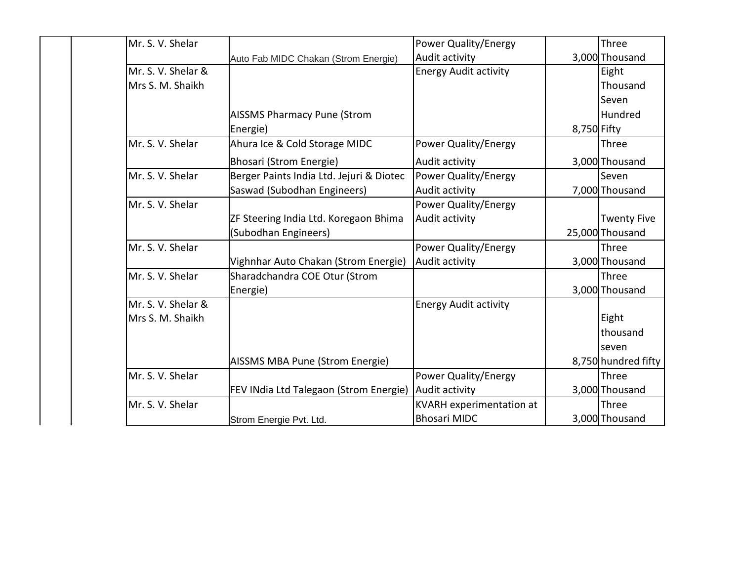| | | | | | | |
|---|---|---|---|---|---|---|
| | | Mr. S. V. Shelar | Auto Fab MIDC Chakan (Strom Energie) | Power Quality/Energy Audit activity | 3,000 | Three Thousand |
| | | Mr. S. V. Shelar & Mrs S. M. Shaikh | AISSMS Pharmacy Pune (Strom Energie) | Energy Audit activity | 8,750 | Eight Thousand Seven Hundred Fifty |
| | | Mr. S. V. Shelar | Ahura Ice & Cold Storage MIDC Bhosari (Strom Energie) | Power Quality/Energy Audit activity | 3,000 | Three Thousand |
| | | Mr. S. V. Shelar | Berger Paints India Ltd. Jejuri & Diotec Saswad (Subodhan Engineers) | Power Quality/Energy Audit activity | 7,000 | Seven Thousand |
| | | Mr. S. V. Shelar | ZF Steering India Ltd. Koregaon Bhima (Subodhan Engineers) | Power Quality/Energy Audit activity | 25,000 | Twenty Five Thousand |
| | | Mr. S. V. Shelar | Vighnhar Auto Chakan (Strom Energie) | Power Quality/Energy Audit activity | 3,000 | Three Thousand |
| | | Mr. S. V. Shelar | Sharadchandra COE Otur (Strom Energie) | | 3,000 | Three Thousand |
| | | Mr. S. V. Shelar & Mrs S. M. Shaikh | AISSMS MBA Pune (Strom Energie) | Energy Audit activity | 8,750 | Eight thousand seven hundred fifty |
| | | Mr. S. V. Shelar | FEV INdia Ltd Talegaon (Strom Energie) | Power Quality/Energy Audit activity | 3,000 | Three Thousand |
| | | Mr. S. V. Shelar | Strom Energie Pvt. Ltd. | KVARH experimentation at Bhosari MIDC | 3,000 | Three Thousand |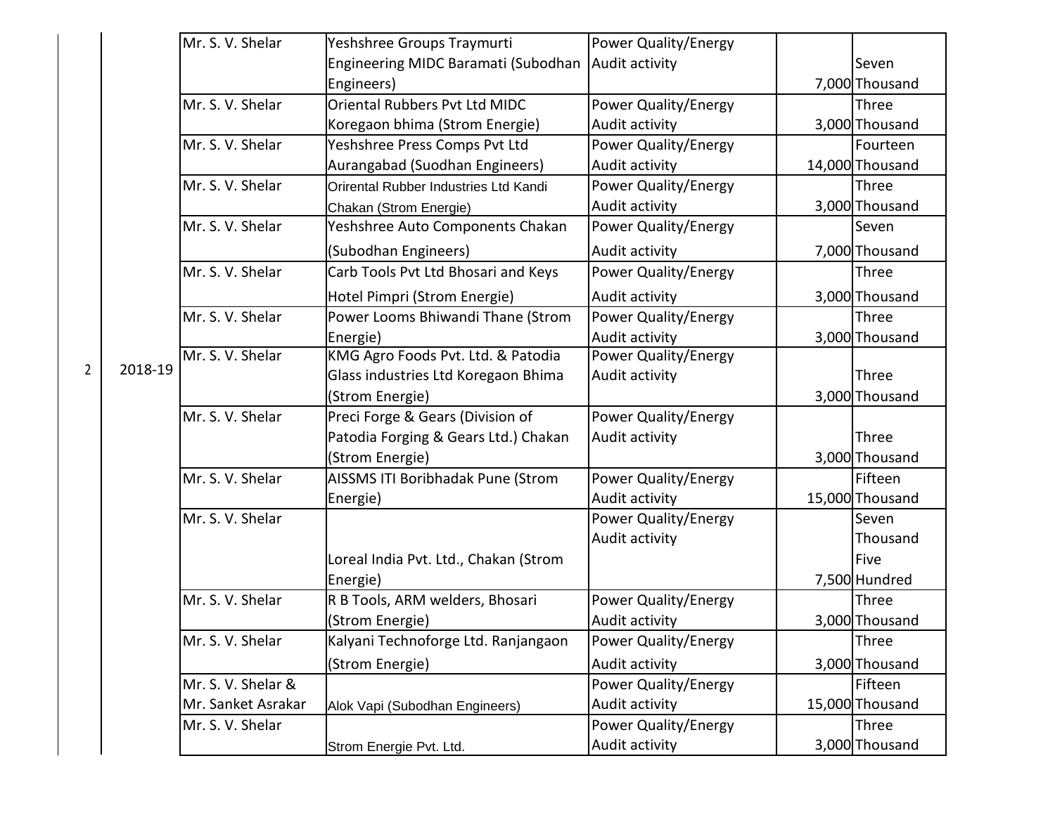| | | | | | | |
|---|---|---|---|---|---|---|
| 2 | 2018-19 | Mr. S. V. Shelar | Yeshshree Groups Traymurti Engineering MIDC Baramati (Subodhan Engineers) | Power Quality/Energy Audit activity | 7,000 | Seven Thousand |
| | | Mr. S. V. Shelar | Oriental Rubbers Pvt Ltd MIDC Koregaon bhima (Strom Energie) | Power Quality/Energy Audit activity | 3,000 | Three Thousand |
| | | Mr. S. V. Shelar | Yeshshree Press Comps Pvt Ltd Aurangabad (Suodhan Engineers) | Power Quality/Energy Audit activity | 14,000 | Fourteen Thousand |
| | | Mr. S. V. Shelar | Oriental Rubber Industries Ltd Kandi Chakan (Strom Energie) | Power Quality/Energy Audit activity | 3,000 | Three Thousand |
| | | Mr. S. V. Shelar | Yeshshree Auto Components Chakan (Subodhan Engineers) | Power Quality/Energy Audit activity | 7,000 | Seven Thousand |
| | | Mr. S. V. Shelar | Carb Tools Pvt Ltd Bhosari and Keys Hotel Pimpri (Strom Energie) | Power Quality/Energy Audit activity | 3,000 | Three Thousand |
| | | Mr. S. V. Shelar | Power Looms Bhiwandi Thane (Strom Energie) | Power Quality/Energy Audit activity | 3,000 | Three Thousand |
| | | Mr. S. V. Shelar | KMG Agro Foods Pvt. Ltd. & Patodia Glass industries Ltd Koregaon Bhima (Strom Energie) | Power Quality/Energy Audit activity | 3,000 | Three Thousand |
| | | Mr. S. V. Shelar | Preci Forge & Gears (Division of Patodia Forging & Gears Ltd.) Chakan (Strom Energie) | Power Quality/Energy Audit activity | 3,000 | Three Thousand |
| | | Mr. S. V. Shelar | AISSMS ITI Boribhadak Pune (Strom Energie) | Power Quality/Energy Audit activity | 15,000 | Fifteen Thousand |
| | | Mr. S. V. Shelar | Loreal India Pvt. Ltd., Chakan (Strom Energie) | Power Quality/Energy Audit activity | 7,500 | Seven Thousand Five Hundred |
| | | Mr. S. V. Shelar | R B Tools, ARM welders, Bhosari (Strom Energie) | Power Quality/Energy Audit activity | 3,000 | Three Thousand |
| | | Mr. S. V. Shelar | Kalyani Technoforge Ltd. Ranjangaon (Strom Energie) | Power Quality/Energy Audit activity | 3,000 | Three Thousand |
| | | Mr. S. V. Shelar & Mr. Sanket Asrakar | Alok Vapi (Subodhan Engineers) | Power Quality/Energy Audit activity | 15,000 | Fifteen Thousand |
| | | Mr. S. V. Shelar | Strom Energie Pvt. Ltd. | Power Quality/Energy Audit activity | 3,000 | Three Thousand |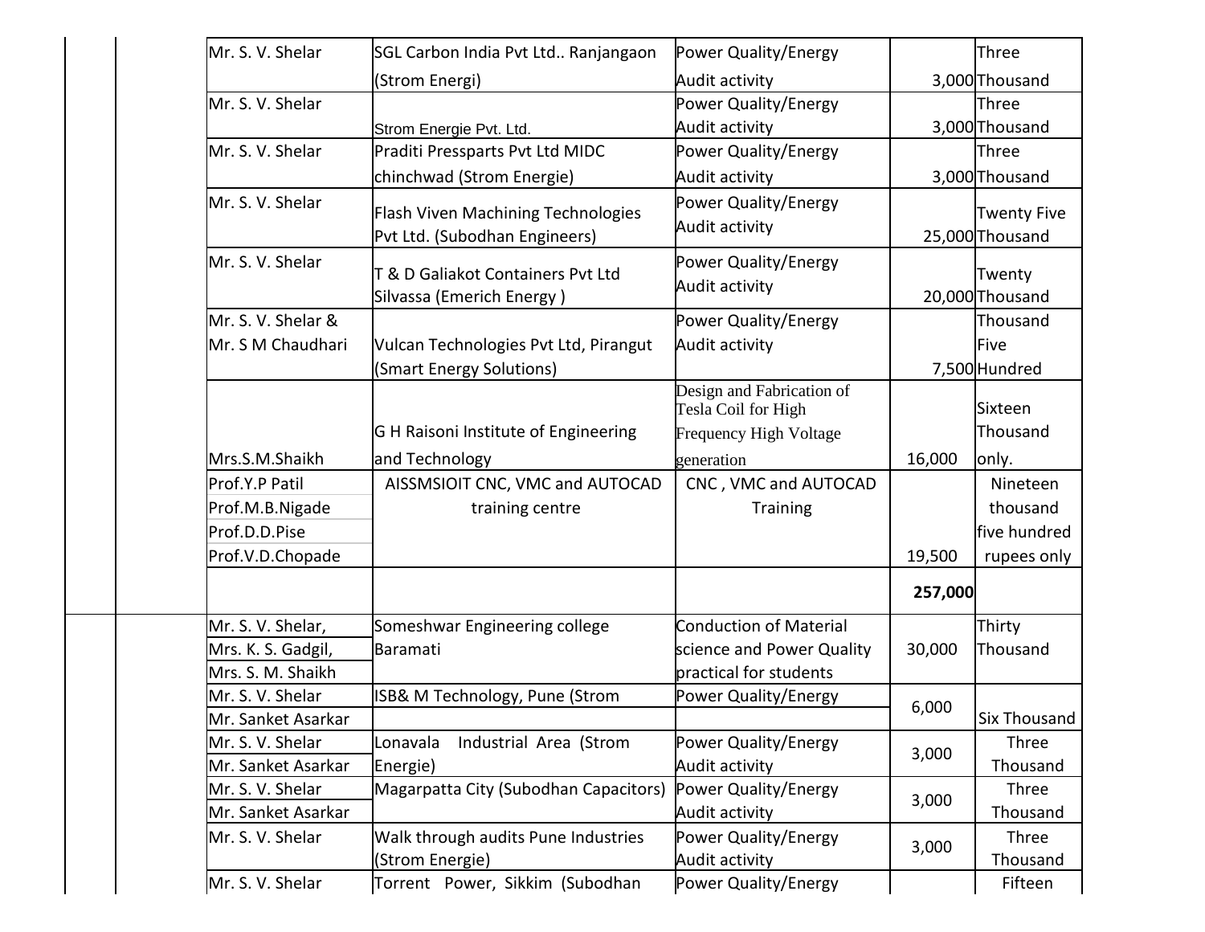| | | | | | | |
|---|---|---|---|---|---|---|
| | | Mr. S. V. Shelar | SGL Carbon India Pvt Ltd.. Ranjangaon (Strom Energi) | Power Quality/Energy Audit activity | 3,000 | Three Thousand |
| | | Mr. S. V. Shelar | Strom Energie Pvt. Ltd. | Power Quality/Energy Audit activity | 3,000 | Three Thousand |
| | | Mr. S. V. Shelar | Praditi Pressparts Pvt Ltd MIDC chinchwad (Strom Energie) | Power Quality/Energy Audit activity | 3,000 | Three Thousand |
| | | Mr. S. V. Shelar | Flash Viven Machining Technologies Pvt Ltd. (Subodhan Engineers) | Power Quality/Energy Audit activity | 25,000 | Twenty Five Thousand |
| | | Mr. S. V. Shelar | T & D Galiakot Containers Pvt Ltd Silvassa (Emerich Energy ) | Power Quality/Energy Audit activity | 20,000 | Twenty Thousand |
| | | Mr. S. V. Shelar & Mr. S M Chaudhari | Vulcan Technologies Pvt Ltd, Pirangut (Smart Energy Solutions) | Power Quality/Energy Audit activity | 7,500 | Thousand Five Hundred |
| | | Mrs.S.M.Shaikh | G H Raisoni Institute of Engineering and Technology | Design and Fabrication of Tesla Coil for High Frequency High Voltage generation | 16,000 | Sixteen Thousand only. |
| | | Prof.Y.P Patil<br>Prof.M.B.Nigade<br>Prof.D.D.Pise<br>Prof.V.D.Chopade | AISSMSIOIT CNC, VMC and AUTOCAD training centre | CNC , VMC and AUTOCAD Training | 19,500 | Nineteen thousand five hundred rupees only |
| | | | | | **257,000** | |
| | | Mr. S. V. Shelar,<br>Mrs. K. S. Gadgil,<br>Mrs. S. M. Shaikh | Someshwar Engineering college Baramati | Conduction of Material science and Power Quality practical for students | 30,000 | Thirty Thousand |
| | | Mr. S. V. Shelar<br>Mr. Sanket Asarkar | ISB& M Technology, Pune (Strom | Power Quality/Energy | 6,000 | Six Thousand |
| | | Mr. S. V. Shelar<br>Mr. Sanket Asarkar | Lonavala Industrial Area (Strom Energie) | Power Quality/Energy Audit activity | 3,000 | Three Thousand |
| | | Mr. S. V. Shelar<br>Mr. Sanket Asarkar | Magarpatta City (Subodhan Capacitors) | Power Quality/Energy Audit activity | 3,000 | Three Thousand |
| | | Mr. S. V. Shelar | Walk through audits Pune Industries (Strom Energie) | Power Quality/Energy Audit activity | 3,000 | Three Thousand |
| | | Mr. S. V. Shelar | Torrent Power, Sikkim (Subodhan | Power Quality/Energy | | Fifteen |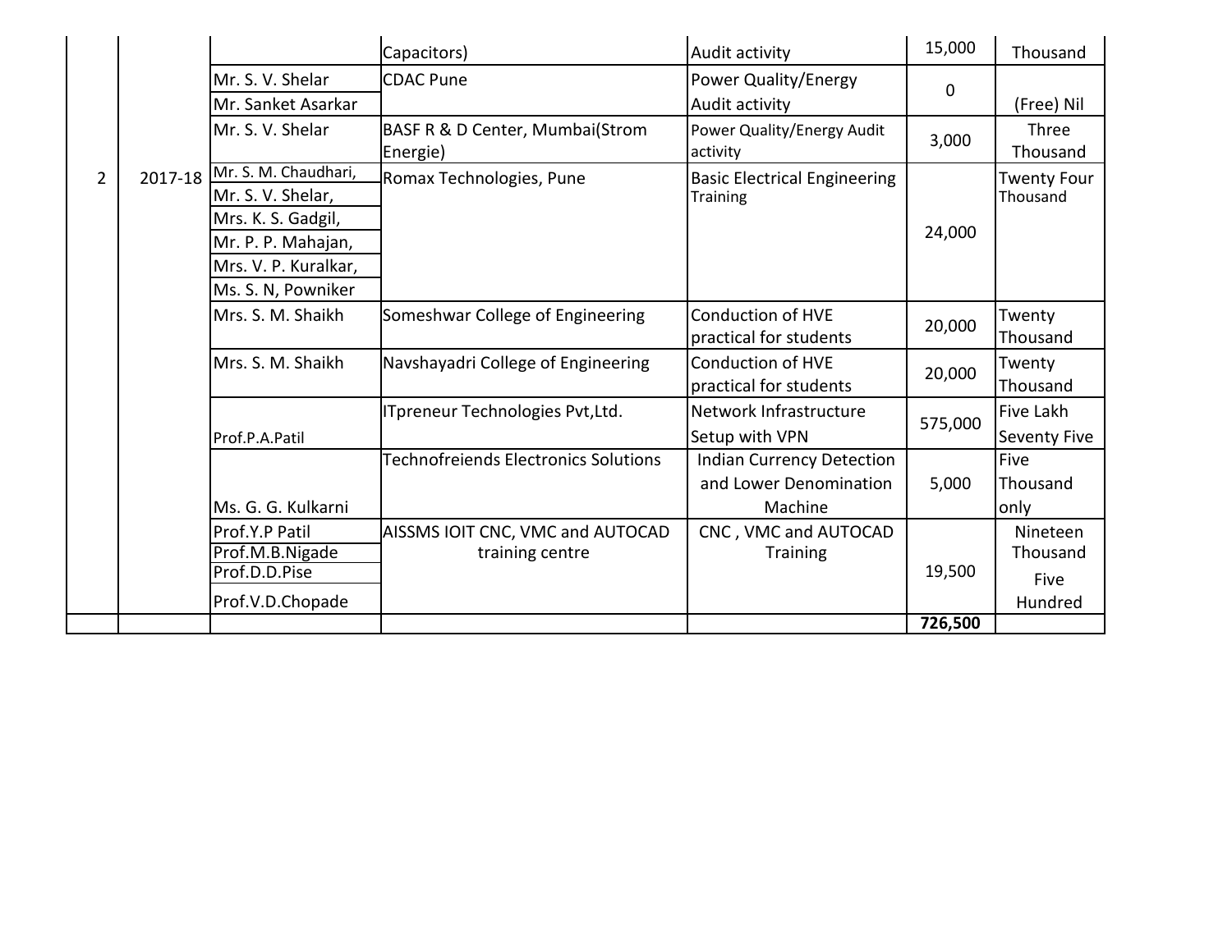| | | | | | | |
|---|---|---|---|---|---|---|
| | | | Capacitors) | Audit activity | 15,000 | Thousand |
| | | Mr. S. V. Shelar<br>Mr. Sanket Asarkar | CDAC Pune | Power Quality/Energy Audit activity | 0 | (Free) Nil |
| | | Mr. S. V. Shelar | BASF R & D Center, Mumbai(Strom Energie) | Power Quality/Energy Audit activity | 3,000 | Three Thousand |
| 2 | 2017-18 | Mr. S. M. Chaudhari,<br>Mr. S. V. Shelar,<br>Mrs. K. S. Gadgil,<br>Mr. P. P. Mahajan,<br>Mrs. V. P. Kuralkar,<br>Ms. S. N, Powniker | Romax Technologies, Pune | Basic Electrical Engineering Training | 24,000 | Twenty Four Thousand |
| | | Mrs. S. M. Shaikh | Someshwar College of Engineering | Conduction of HVE practical for students | 20,000 | Twenty Thousand |
| | | Mrs. S. M. Shaikh | Navshayadri College of Engineering | Conduction of HVE practical for students | 20,000 | Twenty Thousand |
| | | Prof.P.A.Patil | ITpreneur Technologies Pvt,Ltd. | Network Infrastructure Setup with VPN | 575,000 | Five Lakh Seventy Five |
| | | Ms. G. G. Kulkarni | Technofreiends Electronics Solutions | Indian Currency Detection and Lower Denomination Machine | 5,000 | Five Thousand only |
| | | Prof.Y.P Patil<br>Prof.M.B.Nigade<br>Prof.D.D.Pise<br>Prof.V.D.Chopade | AISSMS IOIT CNC, VMC and AUTOCAD training centre | CNC , VMC and AUTOCAD Training | 19,500 | Nineteen Thousand Five Hundred |
| | | | | | **726,500** | |